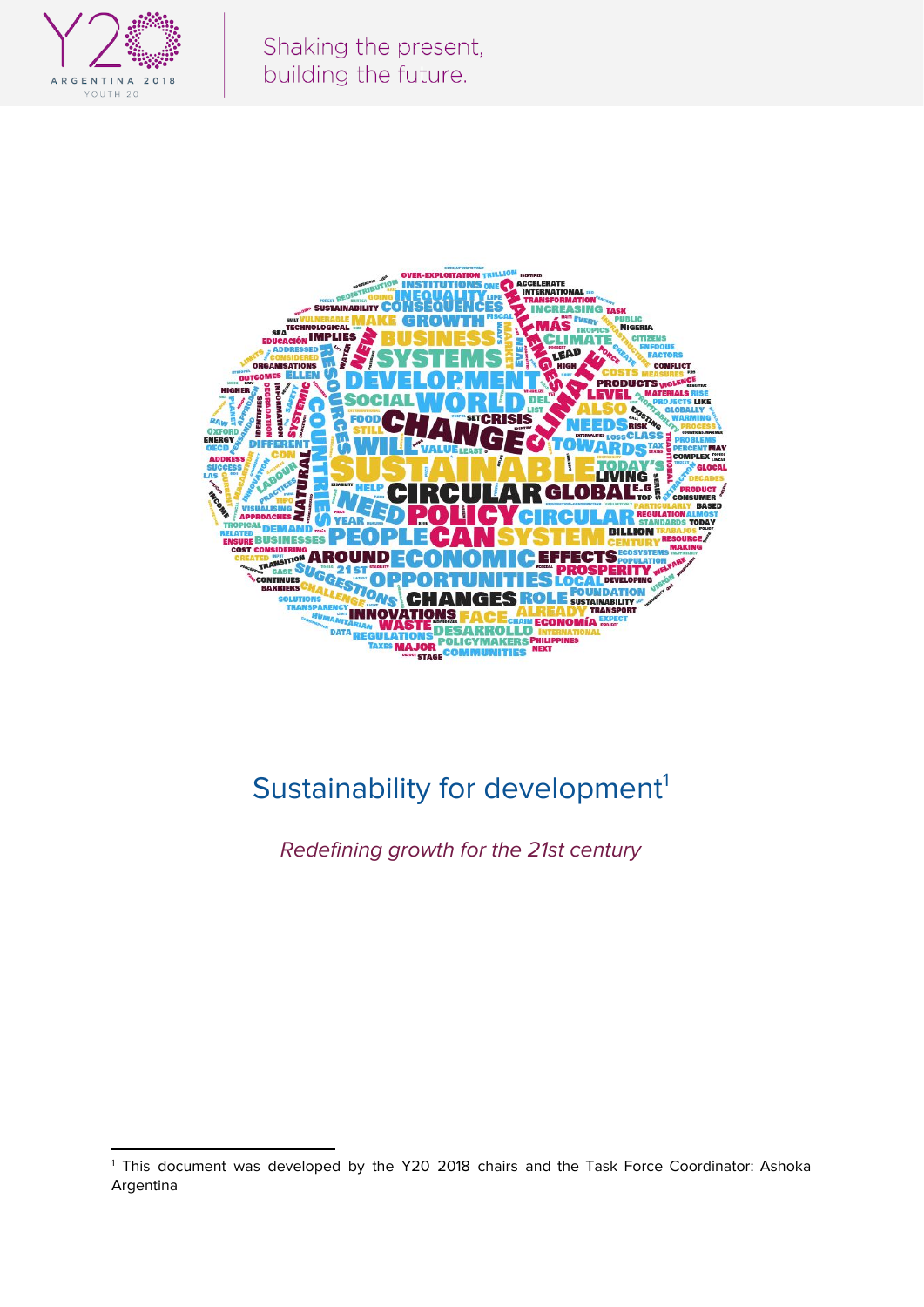# Sustainability for development[1]

*Redefining growth for the 21st century*

[1] This document was developed by the Y20 2018 chairs and the Task Force Coordinator: Ashoka Argentina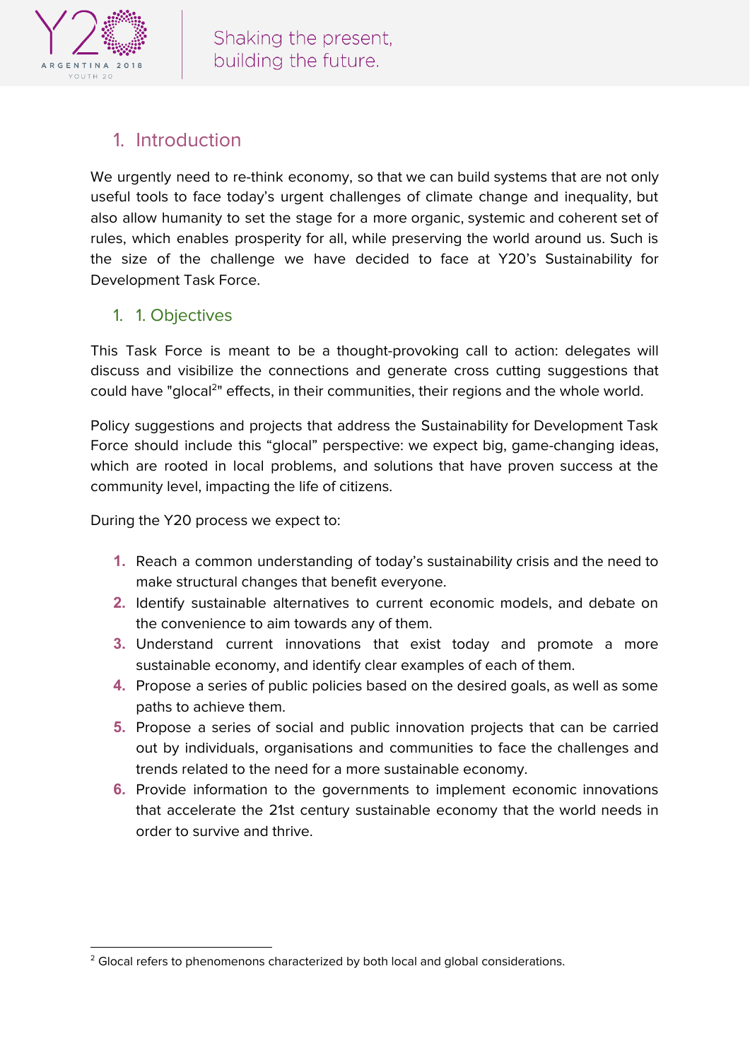## 1. Introduction

We urgently need to re-think economy, so that we can build systems that are not only useful tools to face today's urgent challenges of climate change and inequality, but also allow humanity to set the stage for a more organic, systemic and coherent set of rules, which enables prosperity for all, while preserving the world around us. Such is the size of the challenge we have decided to face at Y20's Sustainability for Development Task Force.

### 1. 1. Objectives

This Task Force is meant to be a thought-provoking call to action: delegates will discuss and visibilize the connections and generate cross cutting suggestions that could have "glocal[2]" effects, in their communities, their regions and the whole world.

Policy suggestions and projects that address the Sustainability for Development Task Force should include this "glocal" perspective: we expect big, game-changing ideas, which are rooted in local problems, and solutions that have proven success at the community level, impacting the life of citizens.

During the Y20 process we expect to:

1. Reach a common understanding of today's sustainability crisis and the need to make structural changes that benefit everyone.
2. Identify sustainable alternatives to current economic models, and debate on the convenience to aim towards any of them.
3. Understand current innovations that exist today and promote a more sustainable economy, and identify clear examples of each of them.
4. Propose a series of public policies based on the desired goals, as well as some paths to achieve them.
5. Propose a series of social and public innovation projects that can be carried out by individuals, organisations and communities to face the challenges and trends related to the need for a more sustainable economy.
6. Provide information to the governments to implement economic innovations that accelerate the 21st century sustainable economy that the world needs in order to survive and thrive.

---

[2] Glocal refers to phenomenons characterized by both local and global considerations.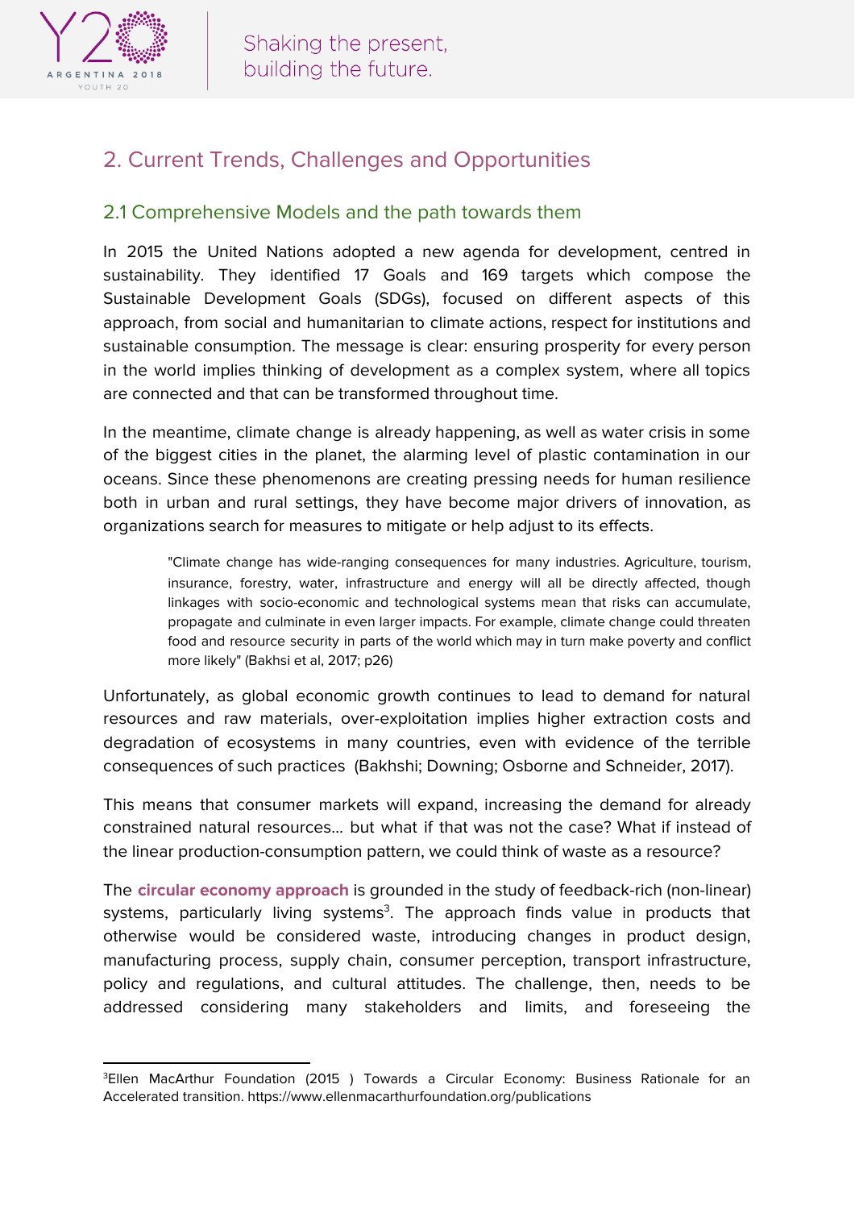## 2. Current Trends, Challenges and Opportunities

### 2.1 Comprehensive Models and the path towards them

In 2015 the United Nations adopted a new agenda for development, centred in sustainability. They identified 17 Goals and 169 targets which compose the Sustainable Development Goals (SDGs), focused on different aspects of this approach, from social and humanitarian to climate actions, respect for institutions and sustainable consumption. The message is clear: ensuring prosperity for every person in the world implies thinking of development as a complex system, where all topics are connected and that can be transformed throughout time.

In the meantime, climate change is already happening, as well as water crisis in some of the biggest cities in the planet, the alarming level of plastic contamination in our oceans. Since these phenomenons are creating pressing needs for human resilience both in urban and rural settings, they have become major drivers of innovation, as organizations search for measures to mitigate or help adjust to its effects.

> "Climate change has wide-ranging consequences for many industries. Agriculture, tourism, insurance, forestry, water, infrastructure and energy will all be directly affected, though linkages with socio-economic and technological systems mean that risks can accumulate, propagate and culminate in even larger impacts. For example, climate change could threaten food and resource security in parts of the world which may in turn make poverty and conflict more likely" (Bakhsi et al, 2017; p26)

Unfortunately, as global economic growth continues to lead to demand for natural resources and raw materials, over-exploitation implies higher extraction costs and degradation of ecosystems in many countries, even with evidence of the terrible consequences of such practices (Bakhshi; Downing; Osborne and Schneider, 2017).

This means that consumer markets will expand, increasing the demand for already constrained natural resources... but what if that was not the case? What if instead of the linear production-consumption pattern, we could think of waste as a resource?

The **circular economy approach** is grounded in the study of feedback-rich (non-linear) systems, particularly living systems[3]. The approach finds value in products that otherwise would be considered waste, introducing changes in product design, manufacturing process, supply chain, consumer perception, transport infrastructure, policy and regulations, and cultural attitudes. The challenge, then, needs to be addressed considering many stakeholders and limits, and foreseeing the

[3]Ellen MacArthur Foundation (2015 ) Towards a Circular Economy: Business Rationale for an Accelerated transition. https://www.ellenmacarthurfoundation.org/publications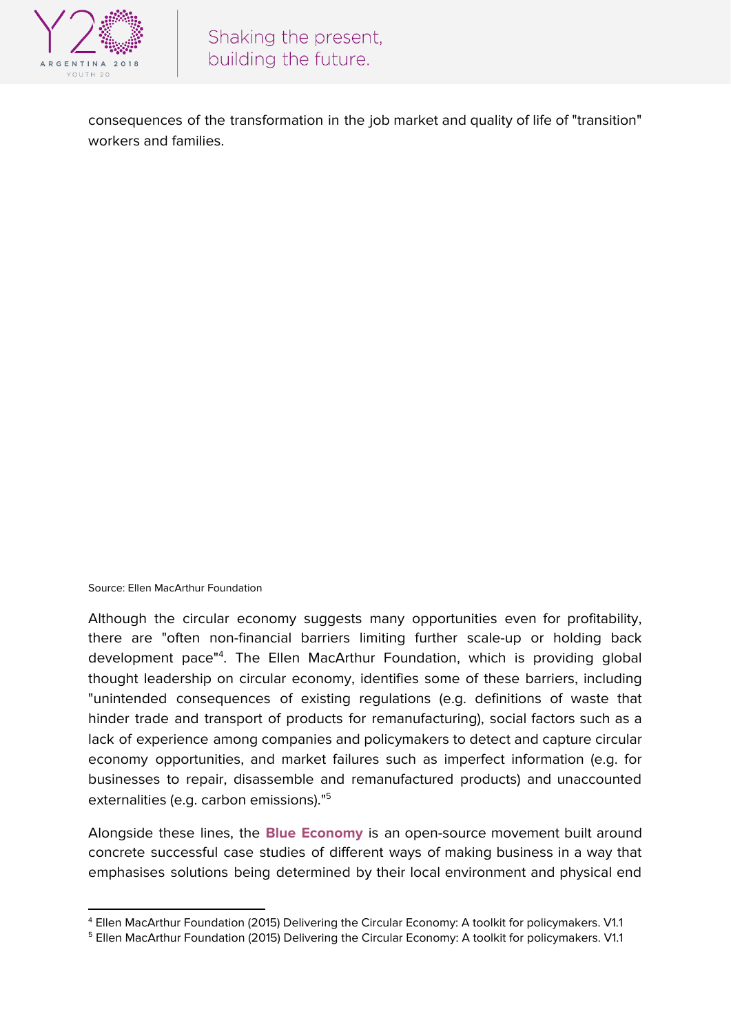consequences of the transformation in the job market and quality of life of "transition" workers and families.

Source: Ellen MacArthur Foundation

Although the circular economy suggests many opportunities even for profitability, there are "often non-financial barriers limiting further scale-up or holding back development pace"[4]. The Ellen MacArthur Foundation, which is providing global thought leadership on circular economy, identifies some of these barriers, including "unintended consequences of existing regulations (e.g. definitions of waste that hinder trade and transport of products for remanufacturing), social factors such as a lack of experience among companies and policymakers to detect and capture circular economy opportunities, and market failures such as imperfect information (e.g. for businesses to repair, disassemble and remanufactured products) and unaccounted externalities (e.g. carbon emissions)."[5]

Alongside these lines, the **Blue Economy** is an open-source movement built around concrete successful case studies of different ways of making business in a way that emphasises solutions being determined by their local environment and physical end

---

[4] Ellen MacArthur Foundation (2015) Delivering the Circular Economy: A toolkit for policymakers. V1.1

[5] Ellen MacArthur Foundation (2015) Delivering the Circular Economy: A toolkit for policymakers. V1.1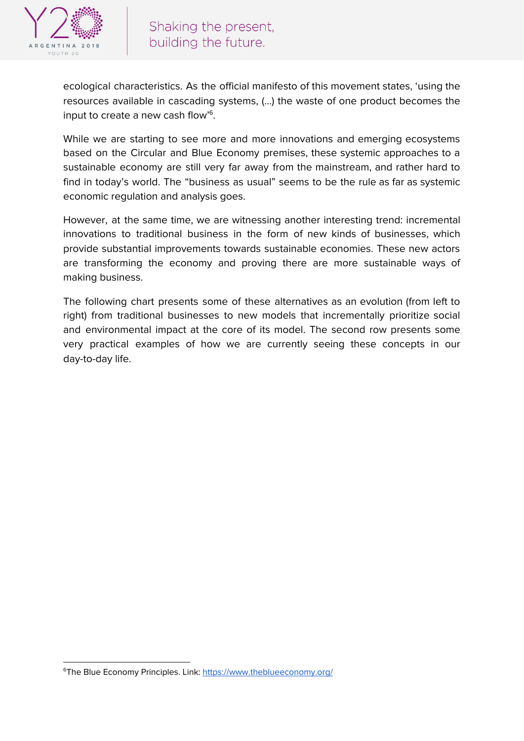ecological characteristics. As the official manifesto of this movement states, 'using the resources available in cascading systems, (...) the waste of one product becomes the input to create a new cash flow'[6].

While we are starting to see more and more innovations and emerging ecosystems based on the Circular and Blue Economy premises, these systemic approaches to a sustainable economy are still very far away from the mainstream, and rather hard to find in today's world. The "business as usual" seems to be the rule as far as systemic economic regulation and analysis goes.

However, at the same time, we are witnessing another interesting trend: incremental innovations to traditional business in the form of new kinds of businesses, which provide substantial improvements towards sustainable economies. These new actors are transforming the economy and proving there are more sustainable ways of making business.

The following chart presents some of these alternatives as an evolution (from left to right) from traditional businesses to new models that incrementally prioritize social and environmental impact at the core of its model. The second row presents some very practical examples of how we are currently seeing these concepts in our day-to-day life.

---

[6]The Blue Economy Principles. Link: https://www.theblueeconomy.org/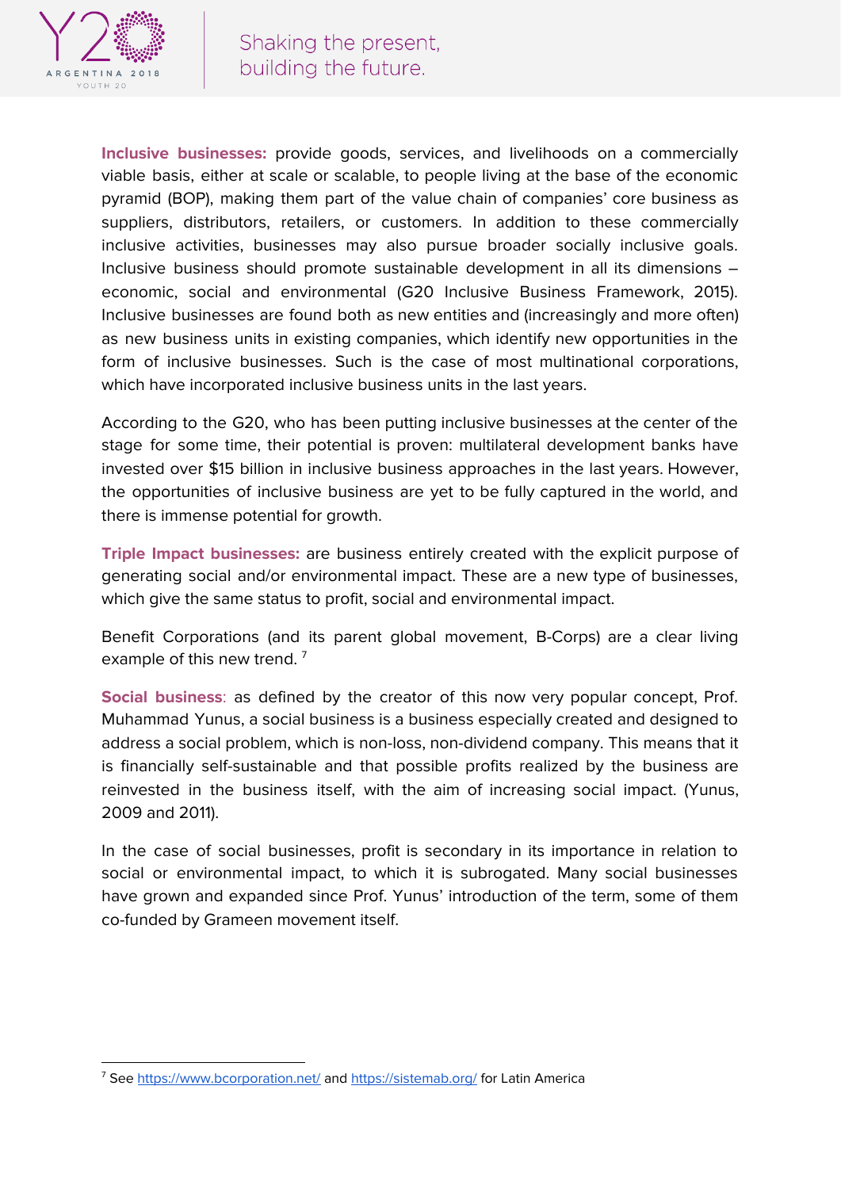**Inclusive businesses:** provide goods, services, and livelihoods on a commercially viable basis, either at scale or scalable, to people living at the base of the economic pyramid (BOP), making them part of the value chain of companies' core business as suppliers, distributors, retailers, or customers. In addition to these commercially inclusive activities, businesses may also pursue broader socially inclusive goals. Inclusive business should promote sustainable development in all its dimensions – economic, social and environmental (G20 Inclusive Business Framework, 2015). Inclusive businesses are found both as new entities and (increasingly and more often) as new business units in existing companies, which identify new opportunities in the form of inclusive businesses. Such is the case of most multinational corporations, which have incorporated inclusive business units in the last years.

According to the G20, who has been putting inclusive businesses at the center of the stage for some time, their potential is proven: multilateral development banks have invested over $15 billion in inclusive business approaches in the last years. However, the opportunities of inclusive business are yet to be fully captured in the world, and there is immense potential for growth.

**Triple Impact businesses:** are business entirely created with the explicit purpose of generating social and/or environmental impact. These are a new type of businesses, which give the same status to profit, social and environmental impact.

Benefit Corporations (and its parent global movement, B-Corps) are a clear living example of this new trend. [7]

**Social business**: as defined by the creator of this now very popular concept, Prof. Muhammad Yunus, a social business is a business especially created and designed to address a social problem, which is non-loss, non-dividend company. This means that it is financially self-sustainable and that possible profits realized by the business are reinvested in the business itself, with the aim of increasing social impact. (Yunus, 2009 and 2011).

In the case of social businesses, profit is secondary in its importance in relation to social or environmental impact, to which it is subrogated. Many social businesses have grown and expanded since Prof. Yunus' introduction of the term, some of them co-funded by Grameen movement itself.

---

[7] See https://www.bcorporation.net/ and https://sistemab.org/ for Latin America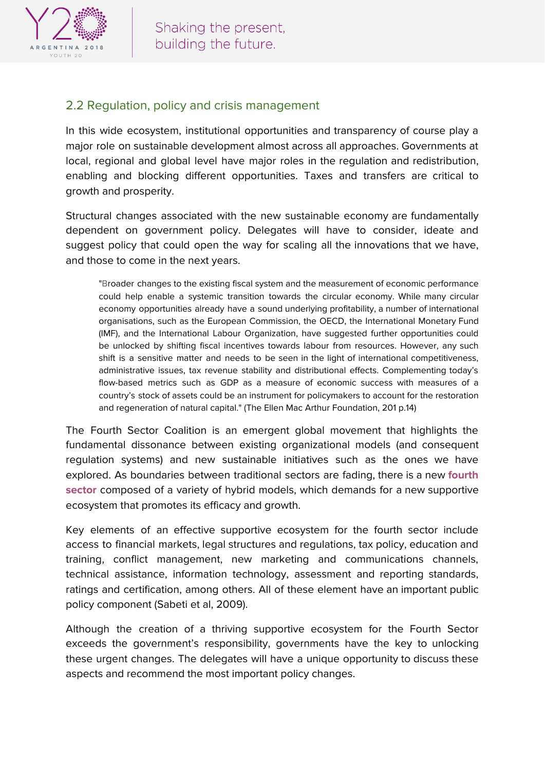## 2.2 Regulation, policy and crisis management

In this wide ecosystem, institutional opportunities and transparency of course play a major role on sustainable development almost across all approaches. Governments at local, regional and global level have major roles in the regulation and redistribution, enabling and blocking different opportunities. Taxes and transfers are critical to growth and prosperity.

Structural changes associated with the new sustainable economy are fundamentally dependent on government policy. Delegates will have to consider, ideate and suggest policy that could open the way for scaling all the innovations that we have, and those to come in the next years.

> "Broader changes to the existing fiscal system and the measurement of economic performance could help enable a systemic transition towards the circular economy. While many circular economy opportunities already have a sound underlying profitability, a number of international organisations, such as the European Commission, the OECD, the International Monetary Fund (IMF), and the International Labour Organization, have suggested further opportunities could be unlocked by shifting fiscal incentives towards labour from resources. However, any such shift is a sensitive matter and needs to be seen in the light of international competitiveness, administrative issues, tax revenue stability and distributional effects. Complementing today's flow-based metrics such as GDP as a measure of economic success with measures of a country's stock of assets could be an instrument for policymakers to account for the restoration and regeneration of natural capital." (The Ellen Mac Arthur Foundation, 201 p.14)

The Fourth Sector Coalition is an emergent global movement that highlights the fundamental dissonance between existing organizational models (and consequent regulation systems) and new sustainable initiatives such as the ones we have explored. As boundaries between traditional sectors are fading, there is a new **fourth sector** composed of a variety of hybrid models, which demands for a new supportive ecosystem that promotes its efficacy and growth.

Key elements of an effective supportive ecosystem for the fourth sector include access to financial markets, legal structures and regulations, tax policy, education and training, conflict management, new marketing and communications channels, technical assistance, information technology, assessment and reporting standards, ratings and certification, among others. All of these element have an important public policy component (Sabeti et al, 2009).

Although the creation of a thriving supportive ecosystem for the Fourth Sector exceeds the government's responsibility, governments have the key to unlocking these urgent changes. The delegates will have a unique opportunity to discuss these aspects and recommend the most important policy changes.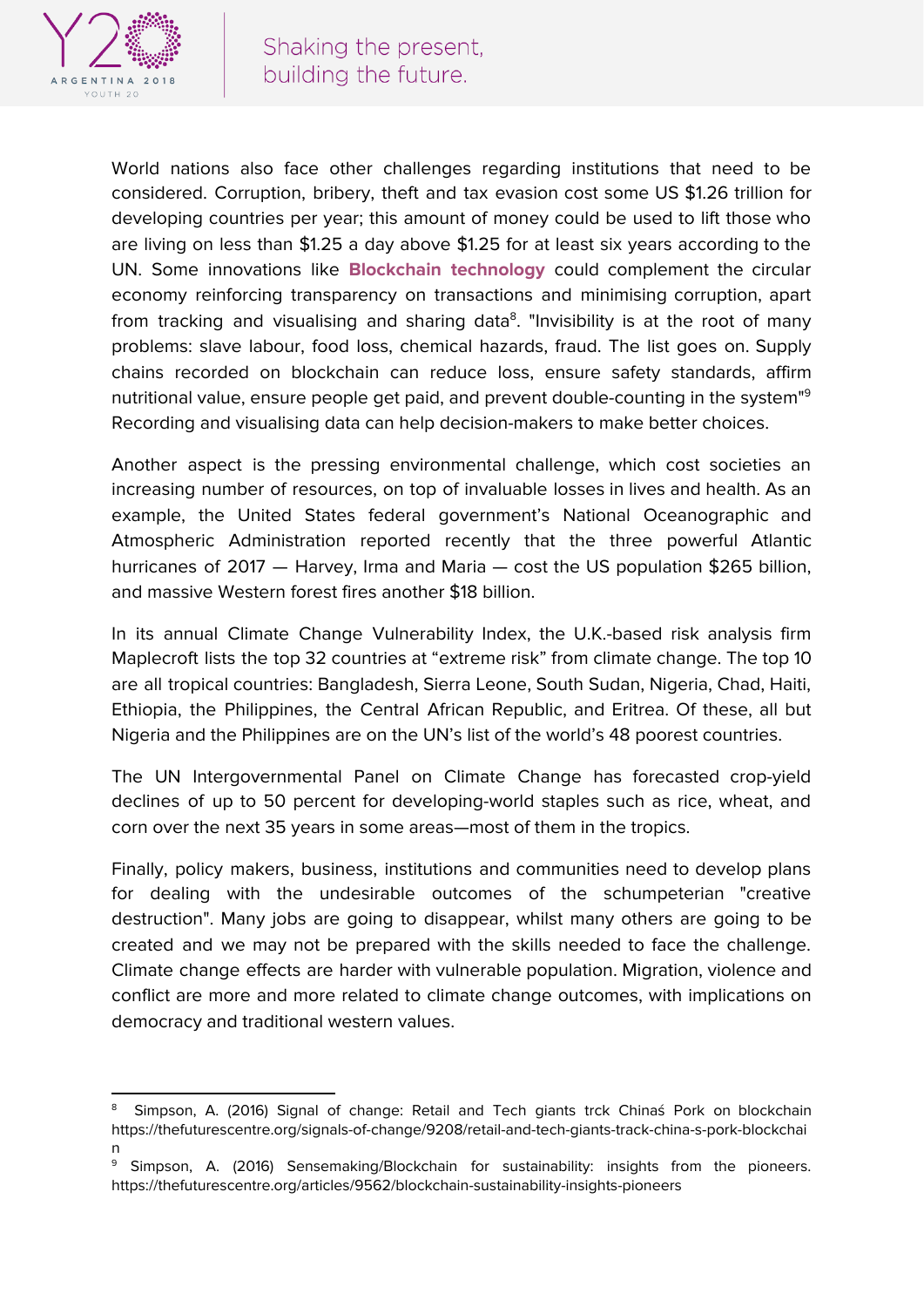World nations also face other challenges regarding institutions that need to be considered. Corruption, bribery, theft and tax evasion cost some US $1.26 trillion for developing countries per year; this amount of money could be used to lift those who are living on less than $1.25 a day above $1.25 for at least six years according to the UN. Some innovations like **Blockchain technology** could complement the circular economy reinforcing transparency on transactions and minimising corruption, apart from tracking and visualising and sharing data[8]. "Invisibility is at the root of many problems: slave labour, food loss, chemical hazards, fraud. The list goes on. Supply chains recorded on blockchain can reduce loss, ensure safety standards, affirm nutritional value, ensure people get paid, and prevent double-counting in the system"[9] Recording and visualising data can help decision-makers to make better choices.

Another aspect is the pressing environmental challenge, which cost societies an increasing number of resources, on top of invaluable losses in lives and health. As an example, the United States federal government's National Oceanographic and Atmospheric Administration reported recently that the three powerful Atlantic hurricanes of 2017 — Harvey, Irma and Maria — cost the US population $265 billion, and massive Western forest fires another $18 billion.

In its annual Climate Change Vulnerability Index, the U.K.-based risk analysis firm Maplecroft lists the top 32 countries at "extreme risk" from climate change. The top 10 are all tropical countries: Bangladesh, Sierra Leone, South Sudan, Nigeria, Chad, Haiti, Ethiopia, the Philippines, the Central African Republic, and Eritrea. Of these, all but Nigeria and the Philippines are on the UN's list of the world's 48 poorest countries.

The UN Intergovernmental Panel on Climate Change has forecasted crop-yield declines of up to 50 percent for developing-world staples such as rice, wheat, and corn over the next 35 years in some areas—most of them in the tropics.

Finally, policy makers, business, institutions and communities need to develop plans for dealing with the undesirable outcomes of the schumpeterian "creative destruction". Many jobs are going to disappear, whilst many others are going to be created and we may not be prepared with the skills needed to face the challenge. Climate change effects are harder with vulnerable population. Migration, violence and conflict are more and more related to climate change outcomes, with implications on democracy and traditional western values.

---

[8] Simpson, A. (2016) Signal of change: Retail and Tech giants trck Chinaś Pork on blockchain https://thefuturescentre.org/signals-of-change/9208/retail-and-tech-giants-track-china-s-pork-blockchain

[9] Simpson, A. (2016) Sensemaking/Blockchain for sustainability: insights from the pioneers. https://thefuturescentre.org/articles/9562/blockchain-sustainability-insights-pioneers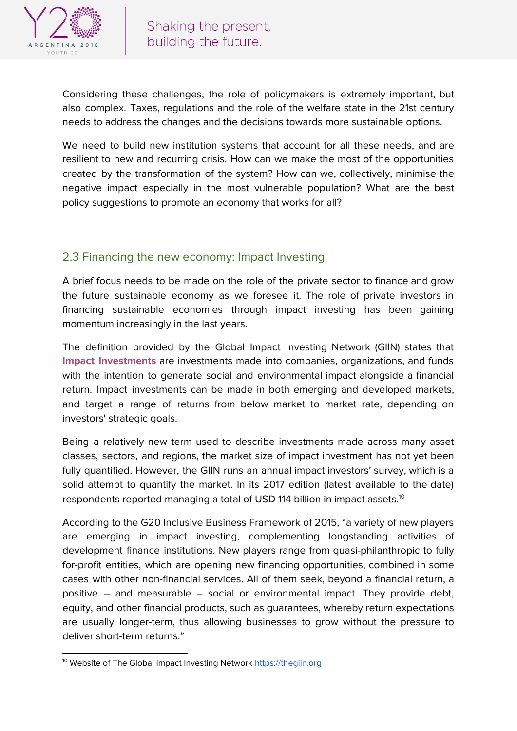Considering these challenges, the role of policymakers is extremely important, but also complex. Taxes, regulations and the role of the welfare state in the 21st century needs to address the changes and the decisions towards more sustainable options.

We need to build new institution systems that account for all these needs, and are resilient to new and recurring crisis. How can we make the most of the opportunities created by the transformation of the system? How can we, collectively, minimise the negative impact especially in the most vulnerable population? What are the best policy suggestions to promote an economy that works for all?

## 2.3 Financing the new economy: Impact Investing

A brief focus needs to be made on the role of the private sector to finance and grow the future sustainable economy as we foresee it. The role of private investors in financing sustainable economies through impact investing has been gaining momentum increasingly in the last years.

The definition provided by the Global Impact Investing Network (GIIN) states that **Impact Investments** are investments made into companies, organizations, and funds with the intention to generate social and environmental impact alongside a financial return. Impact investments can be made in both emerging and developed markets, and target a range of returns from below market to market rate, depending on investors' strategic goals.

Being a relatively new term used to describe investments made across many asset classes, sectors, and regions, the market size of impact investment has not yet been fully quantified. However, the GIIN runs an annual impact investors' survey, which is a solid attempt to quantify the market. In its 2017 edition (latest available to the date) respondents reported managing a total of USD 114 billion in impact assets.[10]

According to the G20 Inclusive Business Framework of 2015, "a variety of new players are emerging in impact investing, complementing longstanding activities of development finance institutions. New players range from quasi-philanthropic to fully for-profit entities, which are opening new financing opportunities, combined in some cases with other non-financial services. All of them seek, beyond a financial return, a positive – and measurable – social or environmental impact. They provide debt, equity, and other financial products, such as guarantees, whereby return expectations are usually longer-term, thus allowing businesses to grow without the pressure to deliver short-term returns."

---

[10] Website of The Global Impact Investing Network https://thegiin.org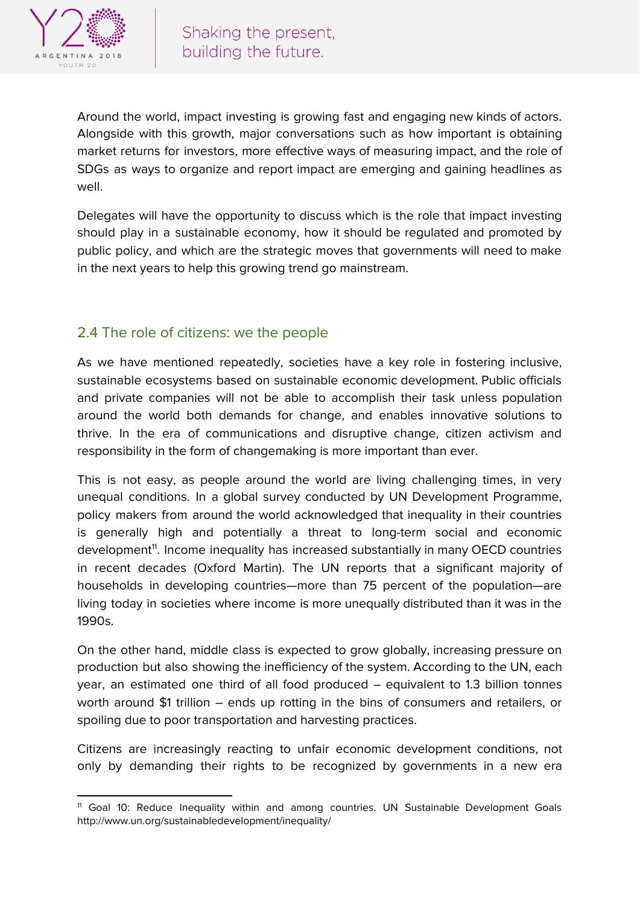Around the world, impact investing is growing fast and engaging new kinds of actors. Alongside with this growth, major conversations such as how important is obtaining market returns for investors, more effective ways of measuring impact, and the role of SDGs as ways to organize and report impact are emerging and gaining headlines as well.

Delegates will have the opportunity to discuss which is the role that impact investing should play in a sustainable economy, how it should be regulated and promoted by public policy, and which are the strategic moves that governments will need to make in the next years to help this growing trend go mainstream.

## 2.4 The role of citizens: we the people

As we have mentioned repeatedly, societies have a key role in fostering inclusive, sustainable ecosystems based on sustainable economic development. Public officials and private companies will not be able to accomplish their task unless population around the world both demands for change, and enables innovative solutions to thrive. In the era of communications and disruptive change, citizen activism and responsibility in the form of changemaking is more important than ever.

This is not easy, as people around the world are living challenging times, in very unequal conditions. In a global survey conducted by UN Development Programme, policy makers from around the world acknowledged that inequality in their countries is generally high and potentially a threat to long-term social and economic development[11]. Income inequality has increased substantially in many OECD countries in recent decades (Oxford Martin). The UN reports that a significant majority of households in developing countries—more than 75 percent of the population—are living today in societies where income is more unequally distributed than it was in the 1990s.

On the other hand, middle class is expected to grow globally, increasing pressure on production but also showing the inefficiency of the system. According to the UN, each year, an estimated one third of all food produced – equivalent to 1.3 billion tonnes worth around $1 trillion – ends up rotting in the bins of consumers and retailers, or spoiling due to poor transportation and harvesting practices.

Citizens are increasingly reacting to unfair economic development conditions, not only by demanding their rights to be recognized by governments in a new era

---

[11] Goal 10: Reduce Inequality within and among countries. UN Sustainable Development Goals http://www.un.org/sustainabledevelopment/inequality/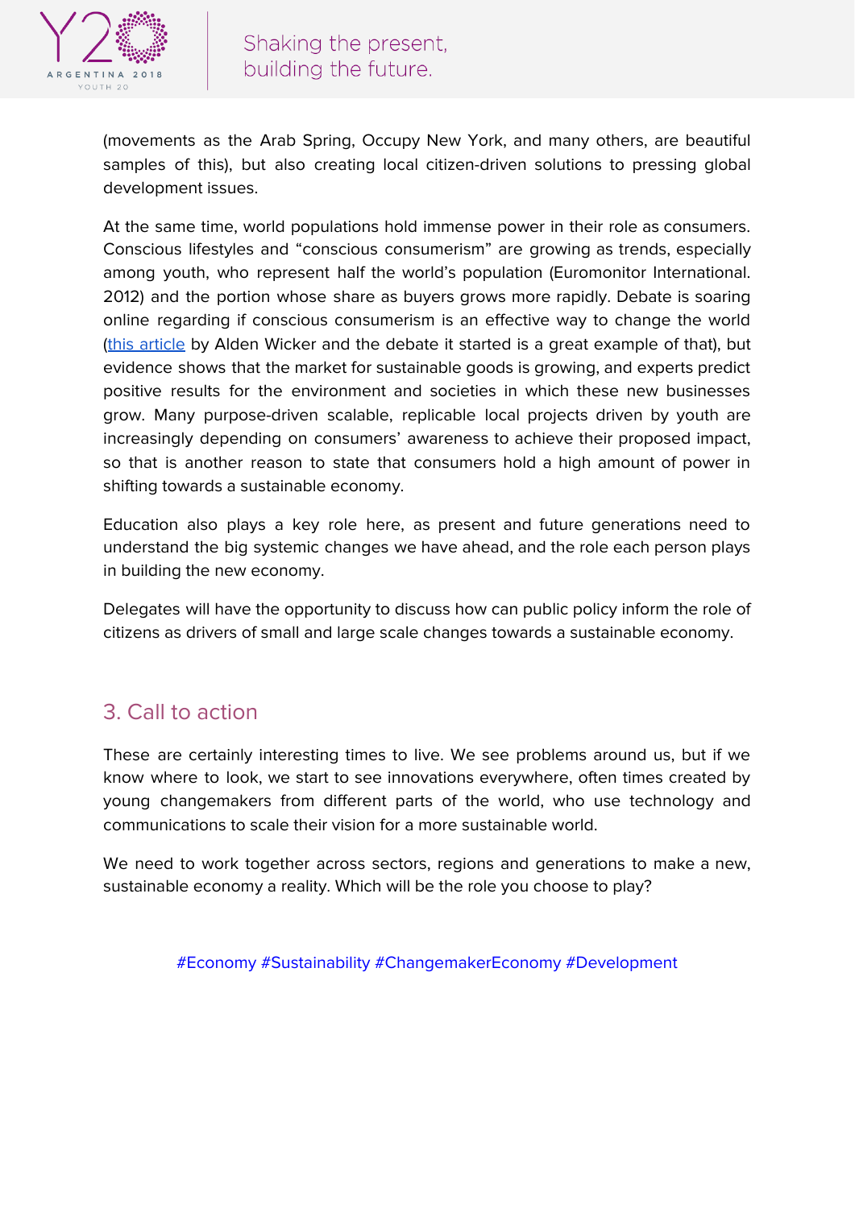(movements as the Arab Spring, Occupy New York, and many others, are beautiful samples of this), but also creating local citizen-driven solutions to pressing global development issues.

At the same time, world populations hold immense power in their role as consumers. Conscious lifestyles and “conscious consumerism” are growing as trends, especially among youth, who represent half the world’s population (Euromonitor International. 2012) and the portion whose share as buyers grows more rapidly. Debate is soaring online regarding if conscious consumerism is an effective way to change the world (this article by Alden Wicker and the debate it started is a great example of that), but evidence shows that the market for sustainable goods is growing, and experts predict positive results for the environment and societies in which these new businesses grow. Many purpose-driven scalable, replicable local projects driven by youth are increasingly depending on consumers’ awareness to achieve their proposed impact, so that is another reason to state that consumers hold a high amount of power in shifting towards a sustainable economy.

Education also plays a key role here, as present and future generations need to understand the big systemic changes we have ahead, and the role each person plays in building the new economy.

Delegates will have the opportunity to discuss how can public policy inform the role of citizens as drivers of small and large scale changes towards a sustainable economy.

## 3. Call to action

These are certainly interesting times to live. We see problems around us, but if we know where to look, we start to see innovations everywhere, often times created by young changemakers from different parts of the world, who use technology and communications to scale their vision for a more sustainable world.

We need to work together across sectors, regions and generations to make a new, sustainable economy a reality. Which will be the role you choose to play?

#Economy #Sustainability #ChangemakerEconomy #Development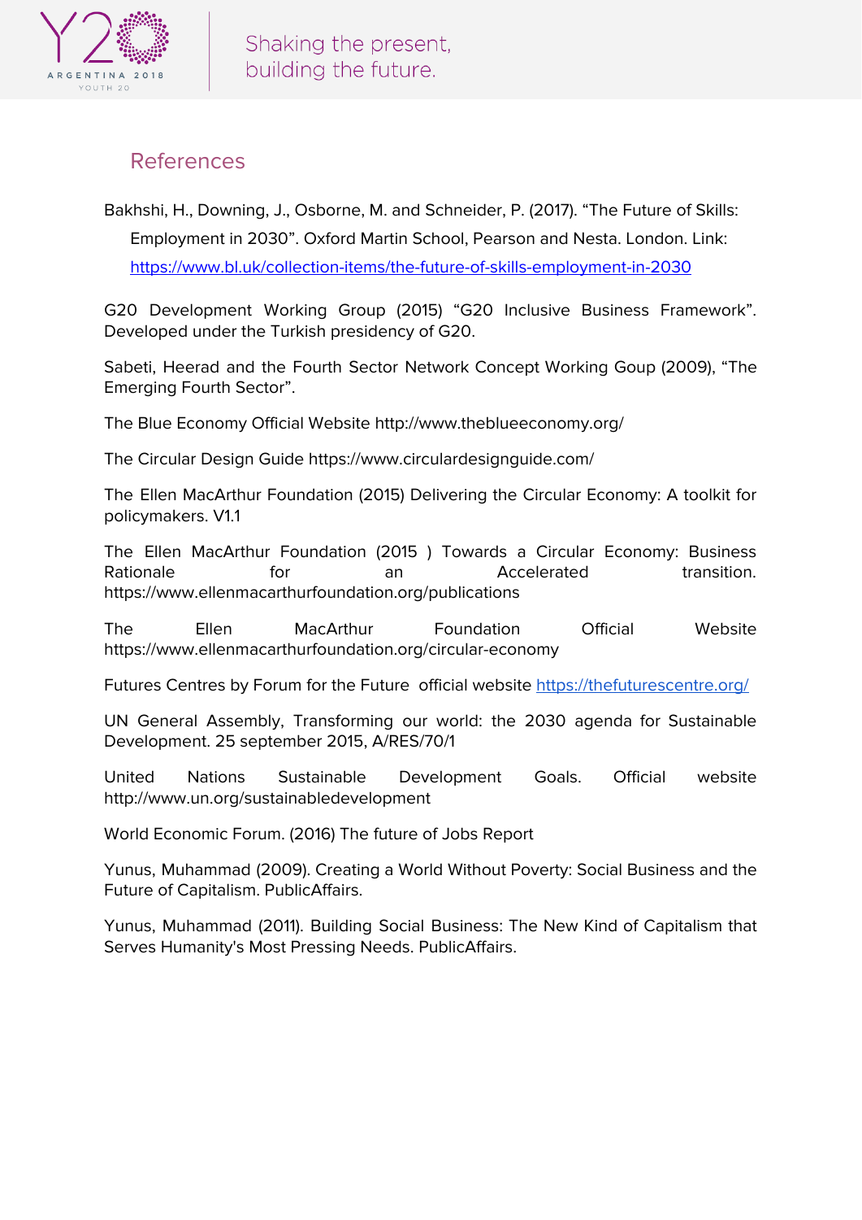## References

Bakhshi, H., Downing, J., Osborne, M. and Schneider, P. (2017). "The Future of Skills: Employment in 2030". Oxford Martin School, Pearson and Nesta. London. Link: https://www.bl.uk/collection-items/the-future-of-skills-employment-in-2030

G20 Development Working Group (2015) "G20 Inclusive Business Framework". Developed under the Turkish presidency of G20.

Sabeti, Heerad and the Fourth Sector Network Concept Working Goup (2009), "The Emerging Fourth Sector".

The Blue Economy Official Website http://www.theblueeconomy.org/

The Circular Design Guide https://www.circulardesignguide.com/

The Ellen MacArthur Foundation (2015) Delivering the Circular Economy: A toolkit for policymakers. V1.1

The Ellen MacArthur Foundation (2015 ) Towards a Circular Economy: Business Rationale for an Accelerated transition. https://www.ellenmacarthurfoundation.org/publications

The Ellen MacArthur Foundation Official Website https://www.ellenmacarthurfoundation.org/circular-economy

Futures Centres by Forum for the Future official website https://thefuturescentre.org/

UN General Assembly, Transforming our world: the 2030 agenda for Sustainable Development. 25 september 2015, A/RES/70/1

United Nations Sustainable Development Goals. Official website http://www.un.org/sustainabledevelopment

World Economic Forum. (2016) The future of Jobs Report

Yunus, Muhammad (2009). Creating a World Without Poverty: Social Business and the Future of Capitalism. PublicAffairs.

Yunus, Muhammad (2011). Building Social Business: The New Kind of Capitalism that Serves Humanity's Most Pressing Needs. PublicAffairs.